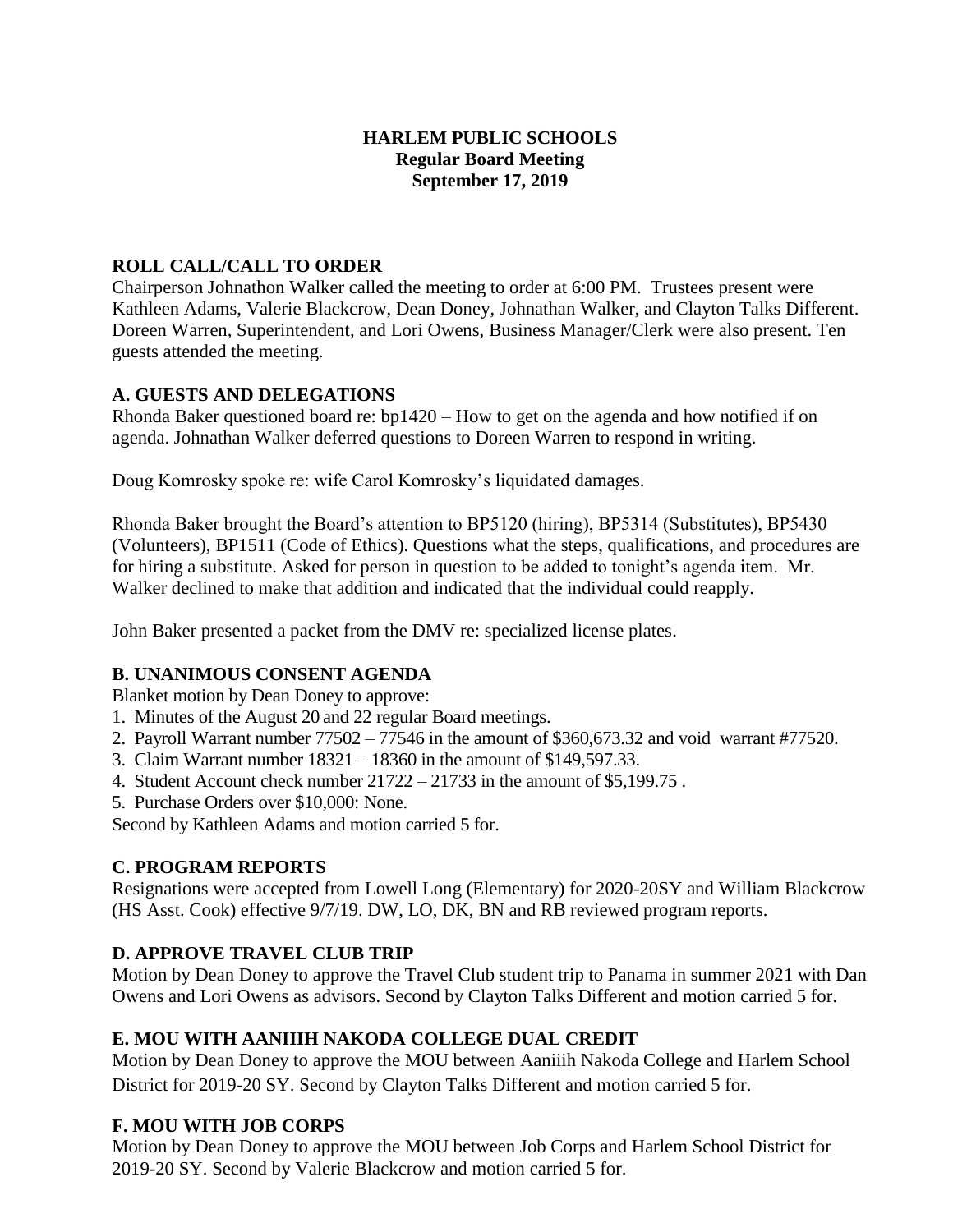**HARLEM PUBLIC SCHOOLS**
**Regular Board Meeting**
**September 17, 2019**

## ROLL CALL/CALL TO ORDER

Chairperson Johnathon Walker called the meeting to order at 6:00 PM. Trustees present were Kathleen Adams, Valerie Blackcrow, Dean Doney, Johnathan Walker, and Clayton Talks Different. Doreen Warren, Superintendent, and Lori Owens, Business Manager/Clerk were also present. Ten guests attended the meeting.

## A. GUESTS AND DELEGATIONS

Rhonda Baker questioned board re: bp1420 – How to get on the agenda and how notified if on agenda. Johnathan Walker deferred questions to Doreen Warren to respond in writing.

Doug Komrosky spoke re: wife Carol Komrosky's liquidated damages.

Rhonda Baker brought the Board's attention to BP5120 (hiring), BP5314 (Substitutes), BP5430 (Volunteers), BP1511 (Code of Ethics). Questions what the steps, qualifications, and procedures are for hiring a substitute. Asked for person in question to be added to tonight's agenda item. Mr. Walker declined to make that addition and indicated that the individual could reapply.

John Baker presented a packet from the DMV re: specialized license plates.

## B. UNANIMOUS CONSENT AGENDA

Blanket motion by Dean Doney to approve:

1. Minutes of the August 20 and 22 regular Board meetings.
2. Payroll Warrant number 77502 – 77546 in the amount of $360,673.32 and void warrant #77520.
3. Claim Warrant number 18321 – 18360 in the amount of $149,597.33.
4. Student Account check number 21722 – 21733 in the amount of $5,199.75 .
5. Purchase Orders over $10,000: None.

Second by Kathleen Adams and motion carried 5 for.

## C. PROGRAM REPORTS

Resignations were accepted from Lowell Long (Elementary) for 2020-20SY and William Blackcrow (HS Asst. Cook) effective 9/7/19. DW, LO, DK, BN and RB reviewed program reports.

## D. APPROVE TRAVEL CLUB TRIP

Motion by Dean Doney to approve the Travel Club student trip to Panama in summer 2021 with Dan Owens and Lori Owens as advisors. Second by Clayton Talks Different and motion carried 5 for.

## E. MOU WITH AANIIIH NAKODA COLLEGE DUAL CREDIT

Motion by Dean Doney to approve the MOU between Aaniiih Nakoda College and Harlem School District for 2019-20 SY. Second by Clayton Talks Different and motion carried 5 for.

## F. MOU WITH JOB CORPS

Motion by Dean Doney to approve the MOU between Job Corps and Harlem School District for 2019-20 SY. Second by Valerie Blackcrow and motion carried 5 for.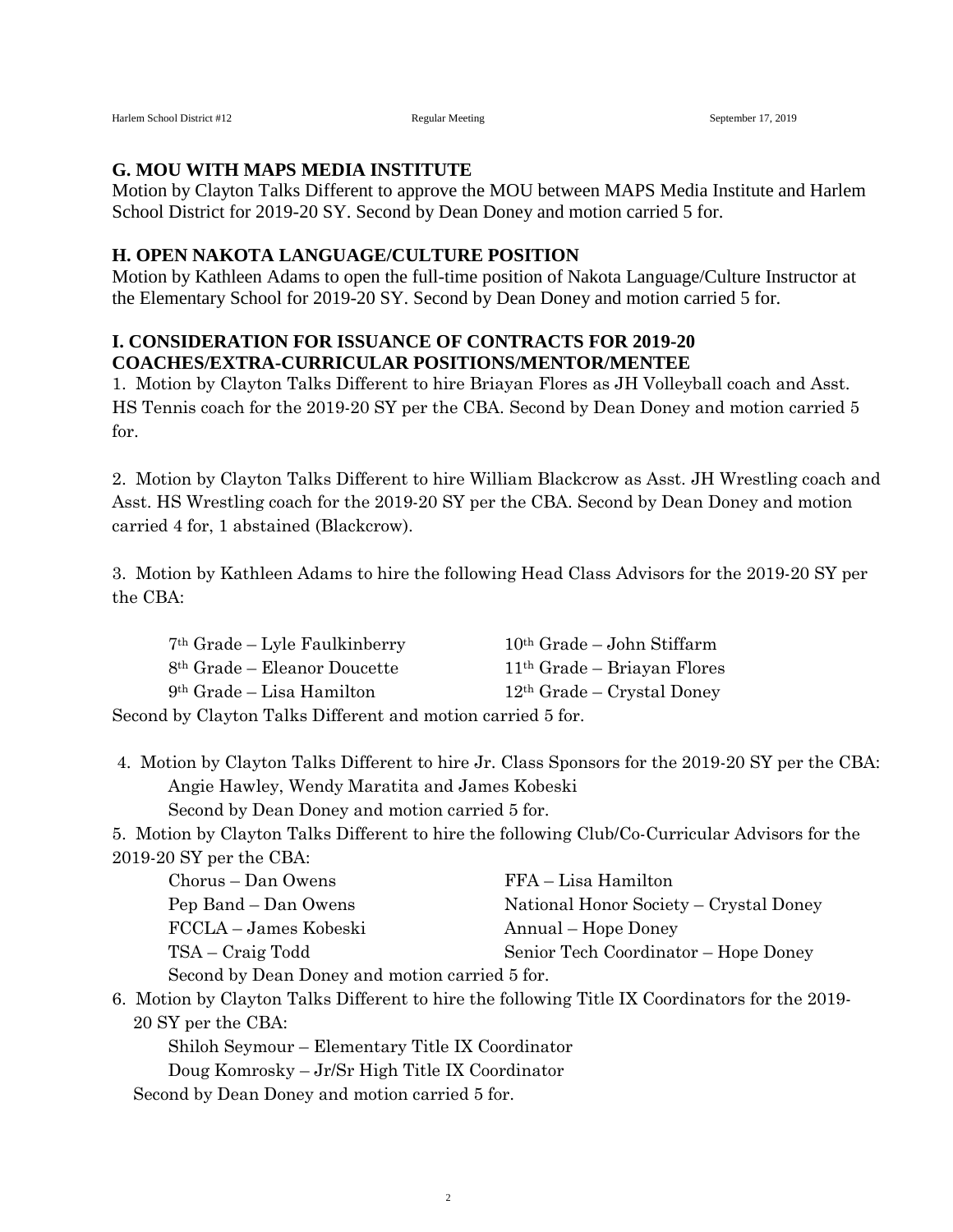### G. MOU WITH MAPS MEDIA INSTITUTE

Motion by Clayton Talks Different to approve the MOU between MAPS Media Institute and Harlem School District for 2019-20 SY. Second by Dean Doney and motion carried 5 for.

### H. OPEN NAKOTA LANGUAGE/CULTURE POSITION

Motion by Kathleen Adams to open the full-time position of Nakota Language/Culture Instructor at the Elementary School for 2019-20 SY. Second by Dean Doney and motion carried 5 for.

### I. CONSIDERATION FOR ISSUANCE OF CONTRACTS FOR 2019-20 COACHES/EXTRA-CURRICULAR POSITIONS/MENTOR/MENTEE

1. Motion by Clayton Talks Different to hire Briayan Flores as JH Volleyball coach and Asst. HS Tennis coach for the 2019-20 SY per the CBA. Second by Dean Doney and motion carried 5 for.

2. Motion by Clayton Talks Different to hire William Blackcrow as Asst. JH Wrestling coach and Asst. HS Wrestling coach for the 2019-20 SY per the CBA. Second by Dean Doney and motion carried 4 for, 1 abstained (Blackcrow).

3. Motion by Kathleen Adams to hire the following Head Class Advisors for the 2019-20 SY per the CBA:

   - 7th Grade – Lyle Faulkinberry
   - 8th Grade – Eleanor Doucette
   - 9th Grade – Lisa Hamilton
   - 10th Grade – John Stiffarm
   - 11th Grade – Briayan Flores
   - 12th Grade – Crystal Doney

   Second by Clayton Talks Different and motion carried 5 for.

4. Motion by Clayton Talks Different to hire Jr. Class Sponsors for the 2019-20 SY per the CBA: Angie Hawley, Wendy Maratita and James Kobeski
   Second by Dean Doney and motion carried 5 for.

5. Motion by Clayton Talks Different to hire the following Club/Co-Curricular Advisors for the 2019-20 SY per the CBA:

   - Chorus – Dan Owens
   - Pep Band – Dan Owens
   - FCCLA – James Kobeski
   - TSA – Craig Todd
   - FFA – Lisa Hamilton
   - National Honor Society – Crystal Doney
   - Annual – Hope Doney
   - Senior Tech Coordinator – Hope Doney

   Second by Dean Doney and motion carried 5 for.

6. Motion by Clayton Talks Different to hire the following Title IX Coordinators for the 2019-20 SY per the CBA:
   Shiloh Seymour – Elementary Title IX Coordinator
   Doug Komrosky – Jr/Sr High Title IX Coordinator
   Second by Dean Doney and motion carried 5 for.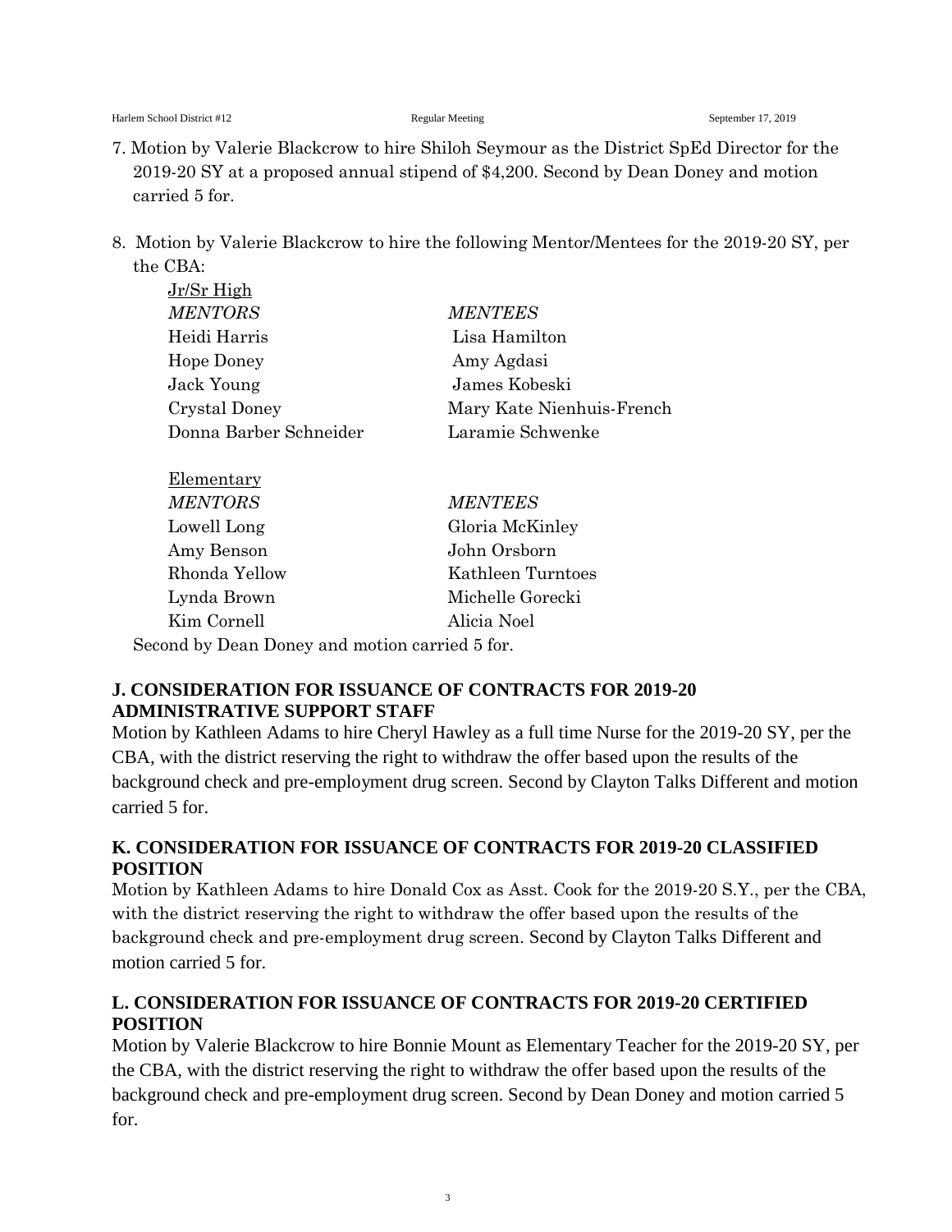7. Motion by Valerie Blackcrow to hire Shiloh Seymour as the District SpEd Director for the 2019-20 SY at a proposed annual stipend of $4,200. Second by Dean Doney and motion carried 5 for.

8. Motion by Valerie Blackcrow to hire the following Mentor/Mentees for the 2019-20 SY, per the CBA:

Jr/Sr High

| *MENTORS* | *MENTEES* |
|---|---|
| Heidi Harris | Lisa Hamilton |
| Hope Doney | Amy Agdasi |
| Jack Young | James Kobeski |
| Crystal Doney | Mary Kate Nienhuis-French |
| Donna Barber Schneider | Laramie Schwenke |

Elementary

| *MENTORS* | *MENTEES* |
|---|---|
| Lowell Long | Gloria McKinley |
| Amy Benson | John Orsborn |
| Rhonda Yellow | Kathleen Turntoes |
| Lynda Brown | Michelle Gorecki |
| Kim Cornell | Alicia Noel |

Second by Dean Doney and motion carried 5 for.

## J. CONSIDERATION FOR ISSUANCE OF CONTRACTS FOR 2019-20 ADMINISTRATIVE SUPPORT STAFF

Motion by Kathleen Adams to hire Cheryl Hawley as a full time Nurse for the 2019-20 SY, per the CBA, with the district reserving the right to withdraw the offer based upon the results of the background check and pre-employment drug screen. Second by Clayton Talks Different and motion carried 5 for.

## K. CONSIDERATION FOR ISSUANCE OF CONTRACTS FOR 2019-20 CLASSIFIED POSITION

Motion by Kathleen Adams to hire Donald Cox as Asst. Cook for the 2019-20 S.Y., per the CBA, with the district reserving the right to withdraw the offer based upon the results of the background check and pre-employment drug screen. Second by Clayton Talks Different and motion carried 5 for.

## L. CONSIDERATION FOR ISSUANCE OF CONTRACTS FOR 2019-20 CERTIFIED POSITION

Motion by Valerie Blackcrow to hire Bonnie Mount as Elementary Teacher for the 2019-20 SY, per the CBA, with the district reserving the right to withdraw the offer based upon the results of the background check and pre-employment drug screen. Second by Dean Doney and motion carried 5 for.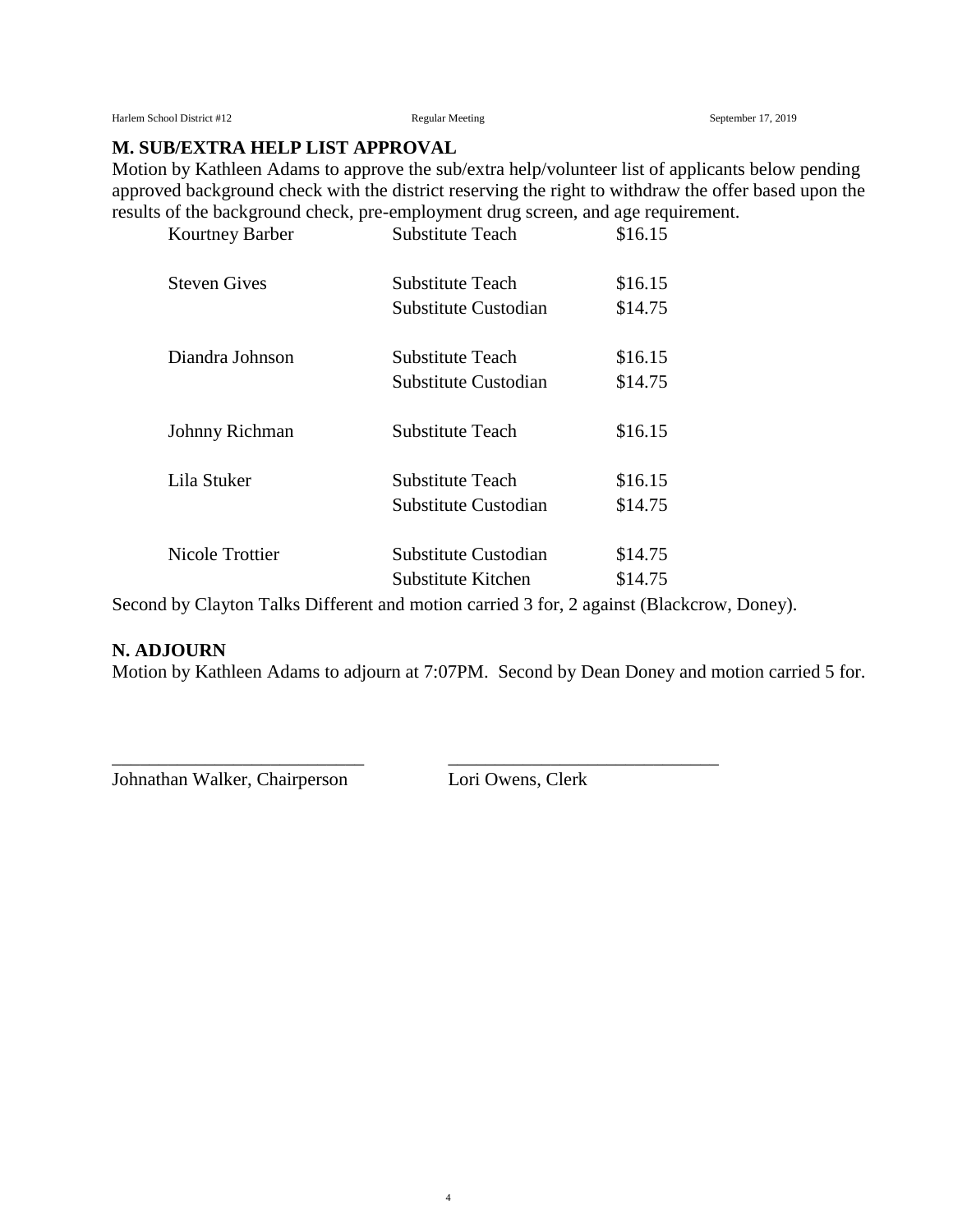## M. SUB/EXTRA HELP LIST APPROVAL

Motion by Kathleen Adams to approve the sub/extra help/volunteer list of applicants below pending approved background check with the district reserving the right to withdraw the offer based upon the results of the background check, pre-employment drug screen, and age requirement.

| | | |
|---|---|---|
| Kourtney Barber | Substitute Teach | $16.15 |
| Steven Gives | Substitute Teach | $16.15 |
| | Substitute Custodian | $14.75 |
| Diandra Johnson | Substitute Teach | $16.15 |
| | Substitute Custodian | $14.75 |
| Johnny Richman | Substitute Teach | $16.15 |
| Lila Stuker | Substitute Teach | $16.15 |
| | Substitute Custodian | $14.75 |
| Nicole Trottier | Substitute Custodian | $14.75 |
| | Substitute Kitchen | $14.75 |

Second by Clayton Talks Different and motion carried 3 for, 2 against (Blackcrow, Doney).

## N. ADJOURN

Motion by Kathleen Adams to adjourn at 7:07PM. Second by Dean Doney and motion carried 5 for.

\_\_\_\_\_\_\_\_\_\_\_\_\_\_\_\_\_\_\_\_\_\_\_\_\_\_\_\_ \_\_\_\_\_\_\_\_\_\_\_\_\_\_\_\_\_\_\_\_\_\_\_\_\_\_\_\_\_\_

Johnathan Walker, Chairperson Lori Owens, Clerk